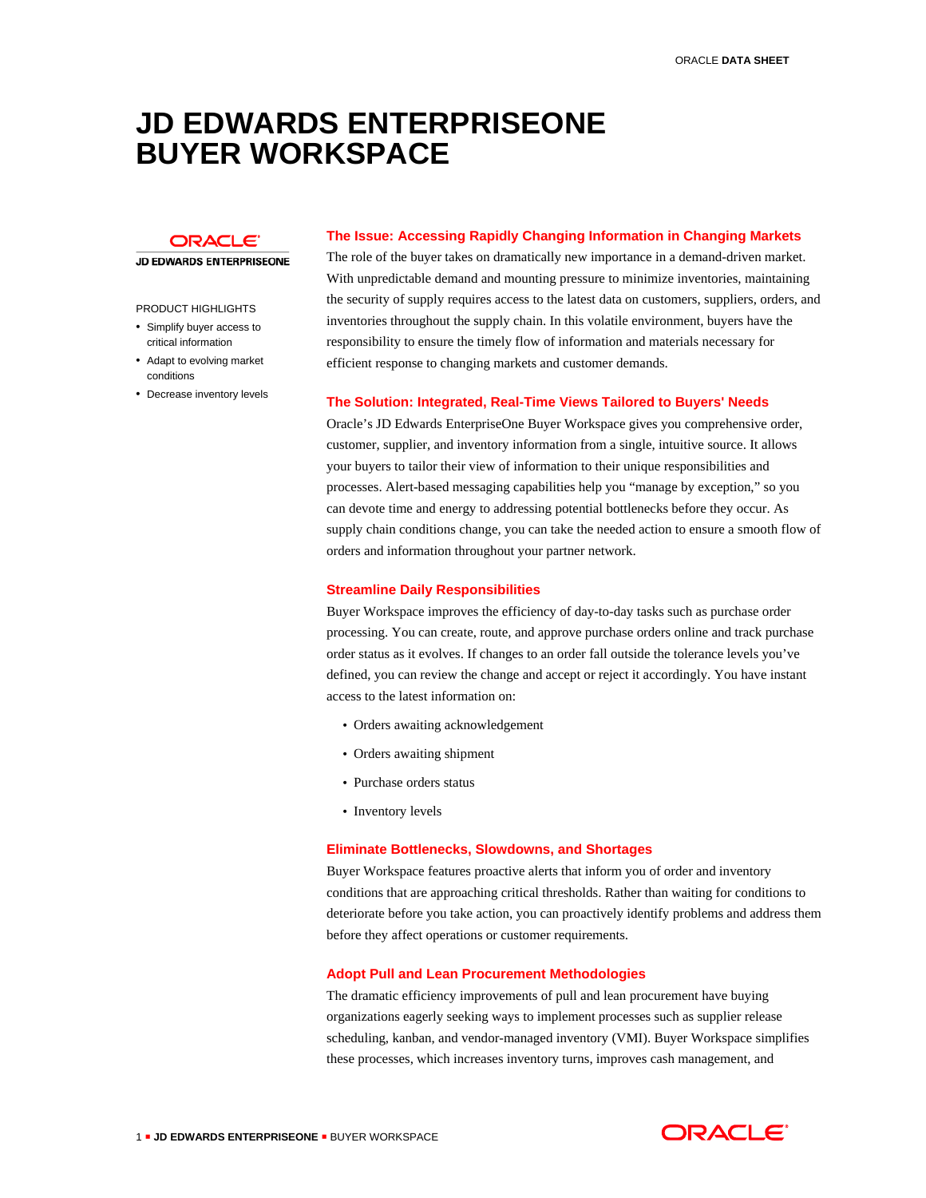ORACLE **DATA SHEET**

# JD EDWARDS ENTERPRISEONE BUYER WORKSPACE

ORACLE
JD EDWARDS ENTERPRISEONE

PRODUCT HIGHLIGHTS

- Simplify buyer access to critical information
- Adapt to evolving market conditions
- Decrease inventory levels

## The Issue: Accessing Rapidly Changing Information in Changing Markets

The role of the buyer takes on dramatically new importance in a demand-driven market. With unpredictable demand and mounting pressure to minimize inventories, maintaining the security of supply requires access to the latest data on customers, suppliers, orders, and inventories throughout the supply chain. In this volatile environment, buyers have the responsibility to ensure the timely flow of information and materials necessary for efficient response to changing markets and customer demands.

## The Solution: Integrated, Real-Time Views Tailored to Buyers' Needs

Oracle's JD Edwards EnterpriseOne Buyer Workspace gives you comprehensive order, customer, supplier, and inventory information from a single, intuitive source. It allows your buyers to tailor their view of information to their unique responsibilities and processes. Alert-based messaging capabilities help you "manage by exception," so you can devote time and energy to addressing potential bottlenecks before they occur. As supply chain conditions change, you can take the needed action to ensure a smooth flow of orders and information throughout your partner network.

### Streamline Daily Responsibilities

Buyer Workspace improves the efficiency of day-to-day tasks such as purchase order processing. You can create, route, and approve purchase orders online and track purchase order status as it evolves. If changes to an order fall outside the tolerance levels you've defined, you can review the change and accept or reject it accordingly. You have instant access to the latest information on:

- Orders awaiting acknowledgement
- Orders awaiting shipment
- Purchase orders status
- Inventory levels

### Eliminate Bottlenecks, Slowdowns, and Shortages

Buyer Workspace features proactive alerts that inform you of order and inventory conditions that are approaching critical thresholds. Rather than waiting for conditions to deteriorate before you take action, you can proactively identify problems and address them before they affect operations or customer requirements.

### Adopt Pull and Lean Procurement Methodologies

The dramatic efficiency improvements of pull and lean procurement have buying organizations eagerly seeking ways to implement processes such as supplier release scheduling, kanban, and vendor-managed inventory (VMI). Buyer Workspace simplifies these processes, which increases inventory turns, improves cash management, and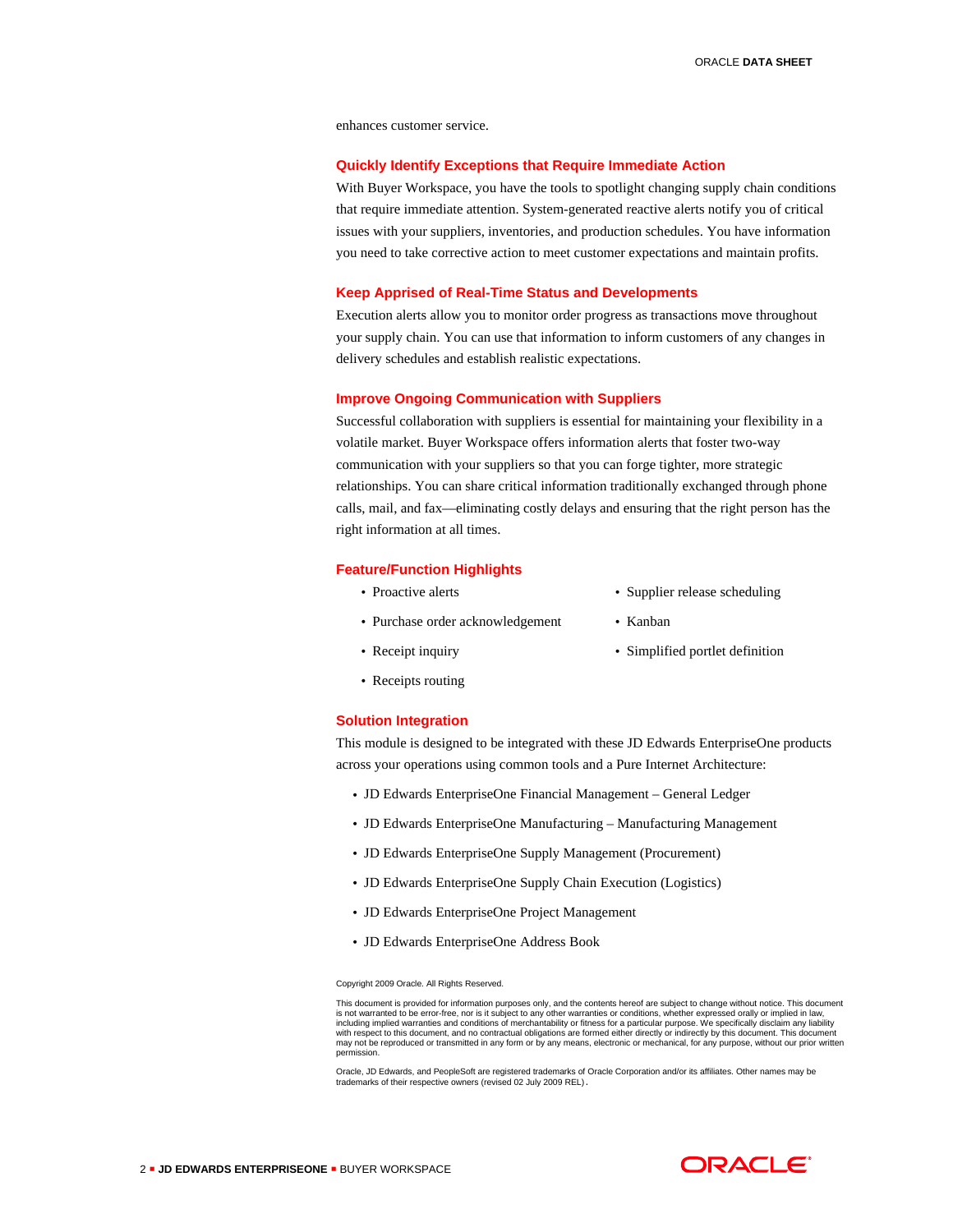enhances customer service.

### Quickly Identify Exceptions that Require Immediate Action

With Buyer Workspace, you have the tools to spotlight changing supply chain conditions that require immediate attention. System-generated reactive alerts notify you of critical issues with your suppliers, inventories, and production schedules. You have information you need to take corrective action to meet customer expectations and maintain profits.

### Keep Apprised of Real-Time Status and Developments

Execution alerts allow you to monitor order progress as transactions move throughout your supply chain. You can use that information to inform customers of any changes in delivery schedules and establish realistic expectations.

### Improve Ongoing Communication with Suppliers

Successful collaboration with suppliers is essential for maintaining your flexibility in a volatile market. Buyer Workspace offers information alerts that foster two-way communication with your suppliers so that you can forge tighter, more strategic relationships. You can share critical information traditionally exchanged through phone calls, mail, and fax—eliminating costly delays and ensuring that the right person has the right information at all times.

### Feature/Function Highlights

- Proactive alerts
- Purchase order acknowledgement
- Receipt inquiry
- Receipts routing
- Supplier release scheduling
- Kanban
- Simplified portlet definition

### Solution Integration

This module is designed to be integrated with these JD Edwards EnterpriseOne products across your operations using common tools and a Pure Internet Architecture:

- JD Edwards EnterpriseOne Financial Management – General Ledger
- JD Edwards EnterpriseOne Manufacturing – Manufacturing Management
- JD Edwards EnterpriseOne Supply Management (Procurement)
- JD Edwards EnterpriseOne Supply Chain Execution (Logistics)
- JD Edwards EnterpriseOne Project Management
- JD Edwards EnterpriseOne Address Book

Copyright 2009 Oracle. All Rights Reserved.

This document is provided for information purposes only, and the contents hereof are subject to change without notice. This document is not warranted to be error-free, nor is it subject to any other warranties or conditions, whether expressed orally or implied in law, including implied warranties and conditions of merchantability or fitness for a particular purpose. We specifically disclaim any liability with respect to this document, and no contractual obligations are formed either directly or indirectly by this document. This document may not be reproduced or transmitted in any form or by any means, electronic or mechanical, for any purpose, without our prior written permission.

Oracle, JD Edwards, and PeopleSoft are registered trademarks of Oracle Corporation and/or its affiliates. Other names may be trademarks of their respective owners (revised 02 July 2009 REL).